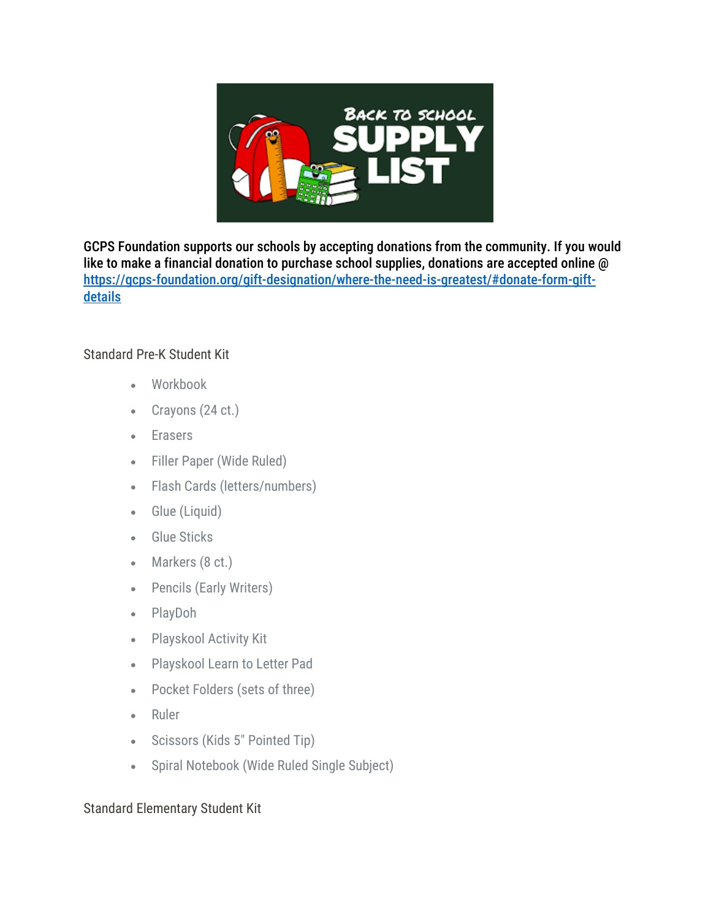**GCPS Foundation supports our schools by accepting donations from the community. If you would like to make a financial donation to purchase school supplies, donations are accepted online @ [https://gcps-foundation.org/gift-designation/where-the-need-is-greatest/#donate-form-gift-details](https://gcps-foundation.org/gift-designation/where-the-need-is-greatest/#donate-form-gift-details)**

Standard Pre-K Student Kit

- Workbook
- Crayons (24 ct.)
- Erasers
- Filler Paper (Wide Ruled)
- Flash Cards (letters/numbers)
- Glue (Liquid)
- Glue Sticks
- Markers (8 ct.)
- Pencils (Early Writers)
- PlayDoh
- Playskool Activity Kit
- Playskool Learn to Letter Pad
- Pocket Folders (sets of three)
- Ruler
- Scissors (Kids 5" Pointed Tip)
- Spiral Notebook (Wide Ruled Single Subject)

Standard Elementary Student Kit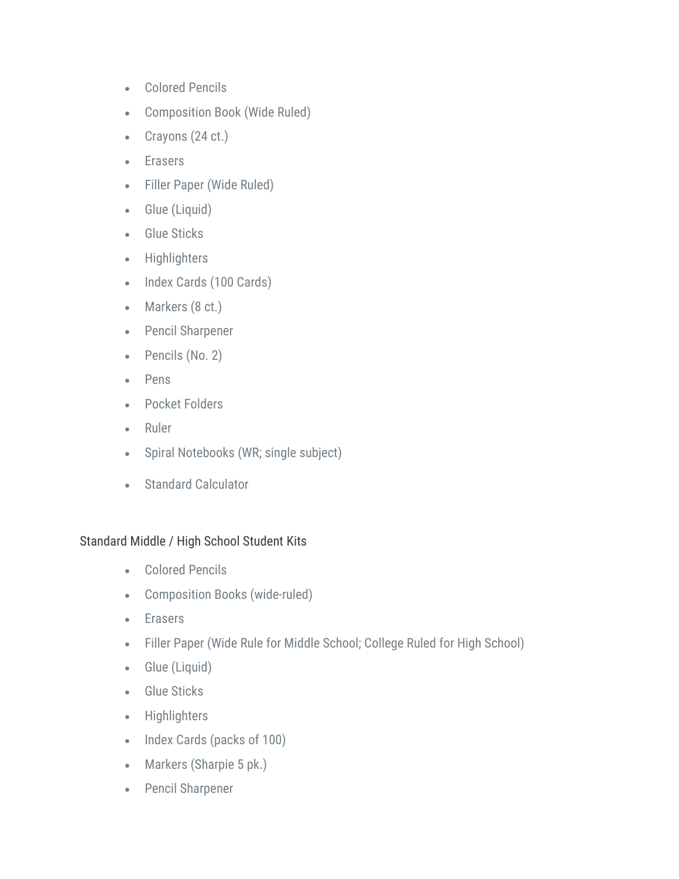- Colored Pencils
- Composition Book (Wide Ruled)
- Crayons (24 ct.)
- Erasers
- Filler Paper (Wide Ruled)
- Glue (Liquid)
- Glue Sticks
- Highlighters
- Index Cards (100 Cards)
- Markers (8 ct.)
- Pencil Sharpener
- Pencils (No. 2)
- Pens
- Pocket Folders
- Ruler
- Spiral Notebooks (WR; single subject)
- Standard Calculator

Standard Middle / High School Student Kits

- Colored Pencils
- Composition Books (wide-ruled)
- Erasers
- Filler Paper (Wide Rule for Middle School; College Ruled for High School)
- Glue (Liquid)
- Glue Sticks
- Highlighters
- Index Cards (packs of 100)
- Markers (Sharpie 5 pk.)
- Pencil Sharpener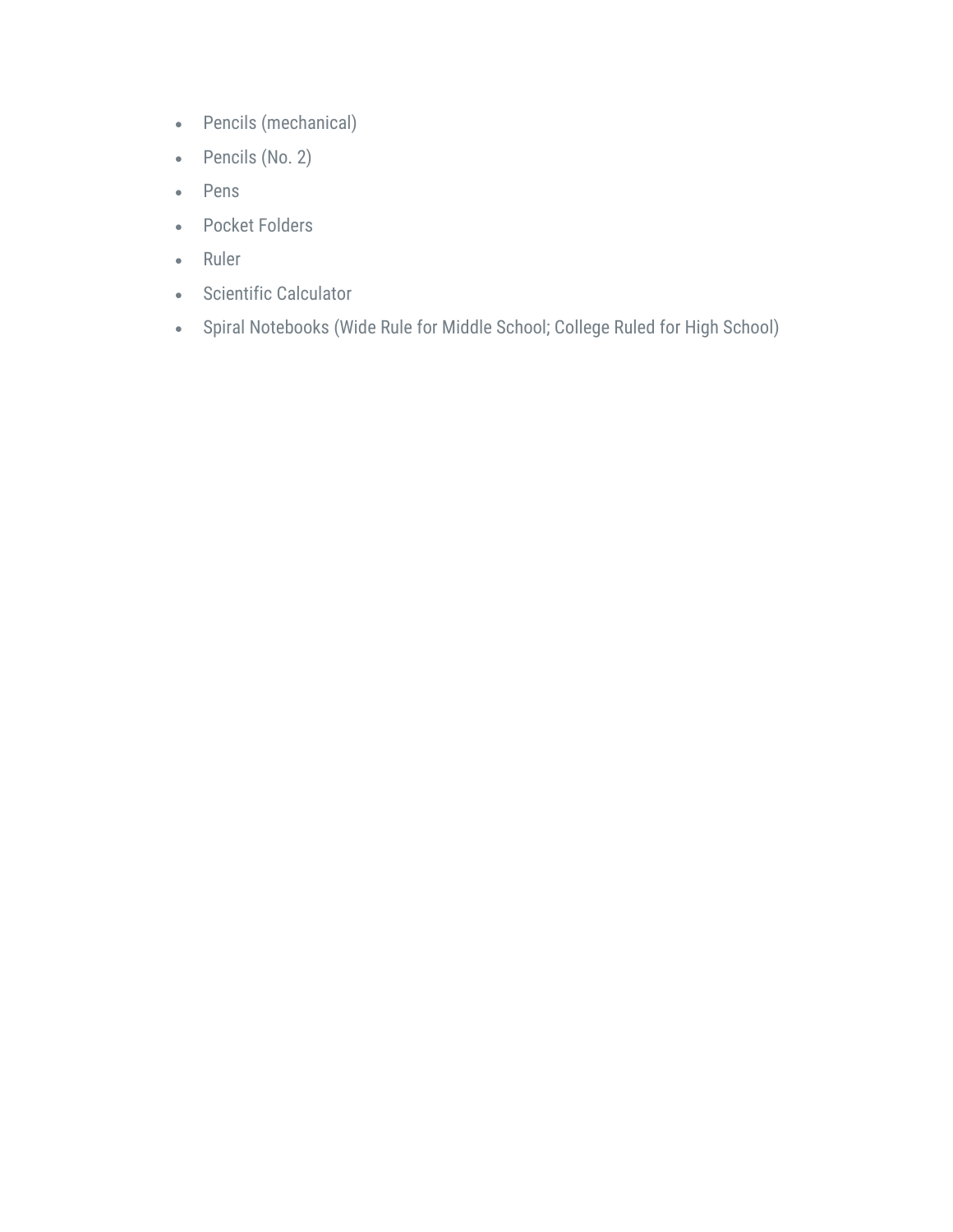- Pencils (mechanical)
- Pencils (No. 2)
- Pens
- Pocket Folders
- Ruler
- Scientific Calculator
- Spiral Notebooks (Wide Rule for Middle School; College Ruled for High School)